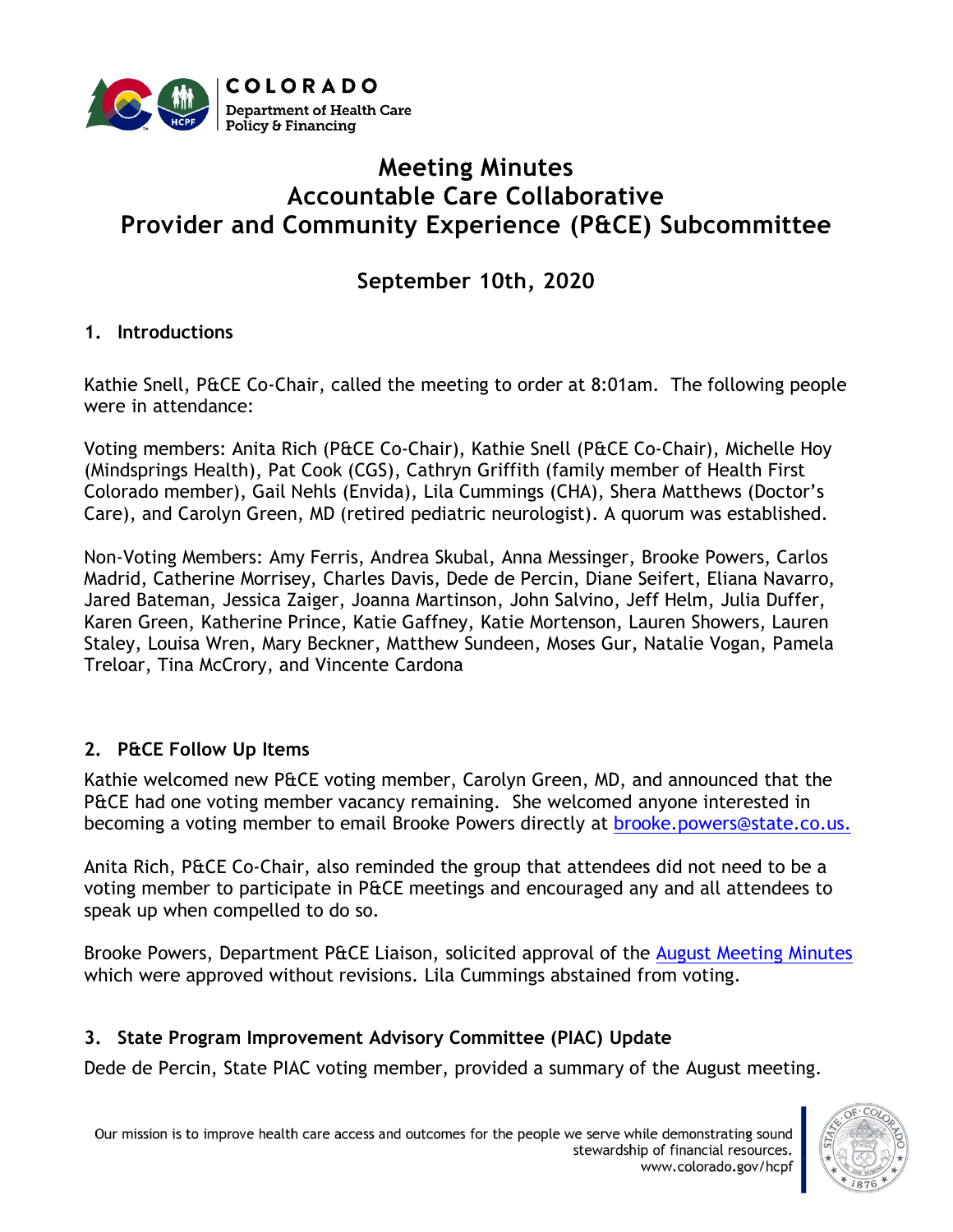# Meeting Minutes
# Accountable Care Collaborative
# Provider and Community Experience (P&CE) Subcommittee

## September 10th, 2020

### 1. Introductions

Kathie Snell, P&CE Co-Chair, called the meeting to order at 8:01am. The following people were in attendance:

Voting members: Anita Rich (P&CE Co-Chair), Kathie Snell (P&CE Co-Chair), Michelle Hoy (Mindsprings Health), Pat Cook (CGS), Cathryn Griffith (family member of Health First Colorado member), Gail Nehls (Envida), Lila Cummings (CHA), Shera Matthews (Doctor's Care), and Carolyn Green, MD (retired pediatric neurologist). A quorum was established.

Non-Voting Members: Amy Ferris, Andrea Skubal, Anna Messinger, Brooke Powers, Carlos Madrid, Catherine Morrisey, Charles Davis, Dede de Percin, Diane Seifert, Eliana Navarro, Jared Bateman, Jessica Zaiger, Joanna Martinson, John Salvino, Jeff Helm, Julia Duffer, Karen Green, Katherine Prince, Katie Gaffney, Katie Mortenson, Lauren Showers, Lauren Staley, Louisa Wren, Mary Beckner, Matthew Sundeen, Moses Gur, Natalie Vogan, Pamela Treloar, Tina McCrory, and Vincente Cardona

### 2. P&CE Follow Up Items

Kathie welcomed new P&CE voting member, Carolyn Green, MD, and announced that the P&CE had one voting member vacancy remaining. She welcomed anyone interested in becoming a voting member to email Brooke Powers directly at brooke.powers@state.co.us.

Anita Rich, P&CE Co-Chair, also reminded the group that attendees did not need to be a voting member to participate in P&CE meetings and encouraged any and all attendees to speak up when compelled to do so.

Brooke Powers, Department P&CE Liaison, solicited approval of the August Meeting Minutes which were approved without revisions. Lila Cummings abstained from voting.

### 3. State Program Improvement Advisory Committee (PIAC) Update

Dede de Percin, State PIAC voting member, provided a summary of the August meeting.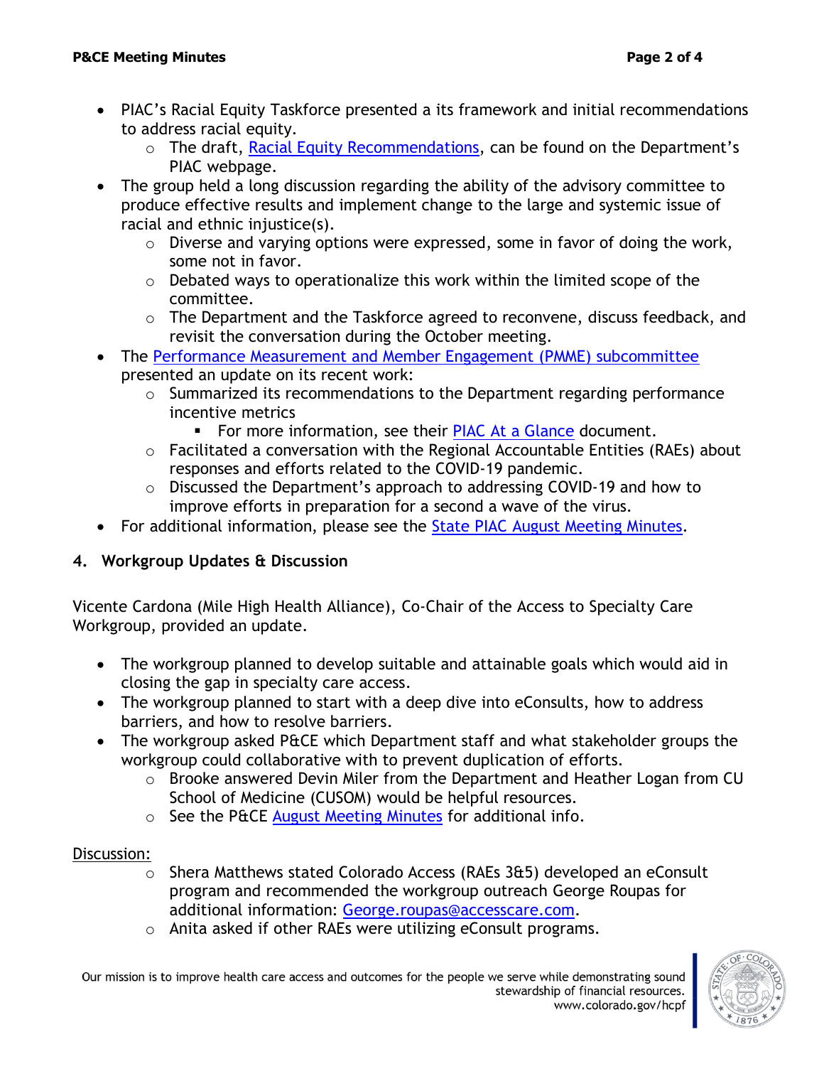- PIAC's Racial Equity Taskforce presented a its framework and initial recommendations to address racial equity.
  - The draft, [Racial Equity Recommendations](), can be found on the Department's PIAC webpage.
- The group held a long discussion regarding the ability of the advisory committee to produce effective results and implement change to the large and systemic issue of racial and ethnic injustice(s).
  - Diverse and varying options were expressed, some in favor of doing the work, some not in favor.
  - Debated ways to operationalize this work within the limited scope of the committee.
  - The Department and the Taskforce agreed to reconvene, discuss feedback, and revisit the conversation during the October meeting.
- The [Performance Measurement and Member Engagement (PMME) subcommittee]() presented an update on its recent work:
  - Summarized its recommendations to the Department regarding performance incentive metrics
    - For more information, see their [PIAC At a Glance]() document.
  - Facilitated a conversation with the Regional Accountable Entities (RAEs) about responses and efforts related to the COVID-19 pandemic.
  - Discussed the Department's approach to addressing COVID-19 and how to improve efforts in preparation for a second a wave of the virus.
- For additional information, please see the [State PIAC August Meeting Minutes]().

## 4. Workgroup Updates & Discussion

Vicente Cardona (Mile High Health Alliance), Co-Chair of the Access to Specialty Care Workgroup, provided an update.

- The workgroup planned to develop suitable and attainable goals which would aid in closing the gap in specialty care access.
- The workgroup planned to start with a deep dive into eConsults, how to address barriers, and how to resolve barriers.
- The workgroup asked P&CE which Department staff and what stakeholder groups the workgroup could collaborative with to prevent duplication of efforts.
  - Brooke answered Devin Miler from the Department and Heather Logan from CU School of Medicine (CUSOM) would be helpful resources.
  - See the P&CE [August Meeting Minutes]() for additional info.

Discussion:

- Shera Matthews stated Colorado Access (RAEs 3&5) developed an eConsult program and recommended the workgroup outreach George Roupas for additional information: George.roupas@accesscare.com.
- Anita asked if other RAEs were utilizing eConsult programs.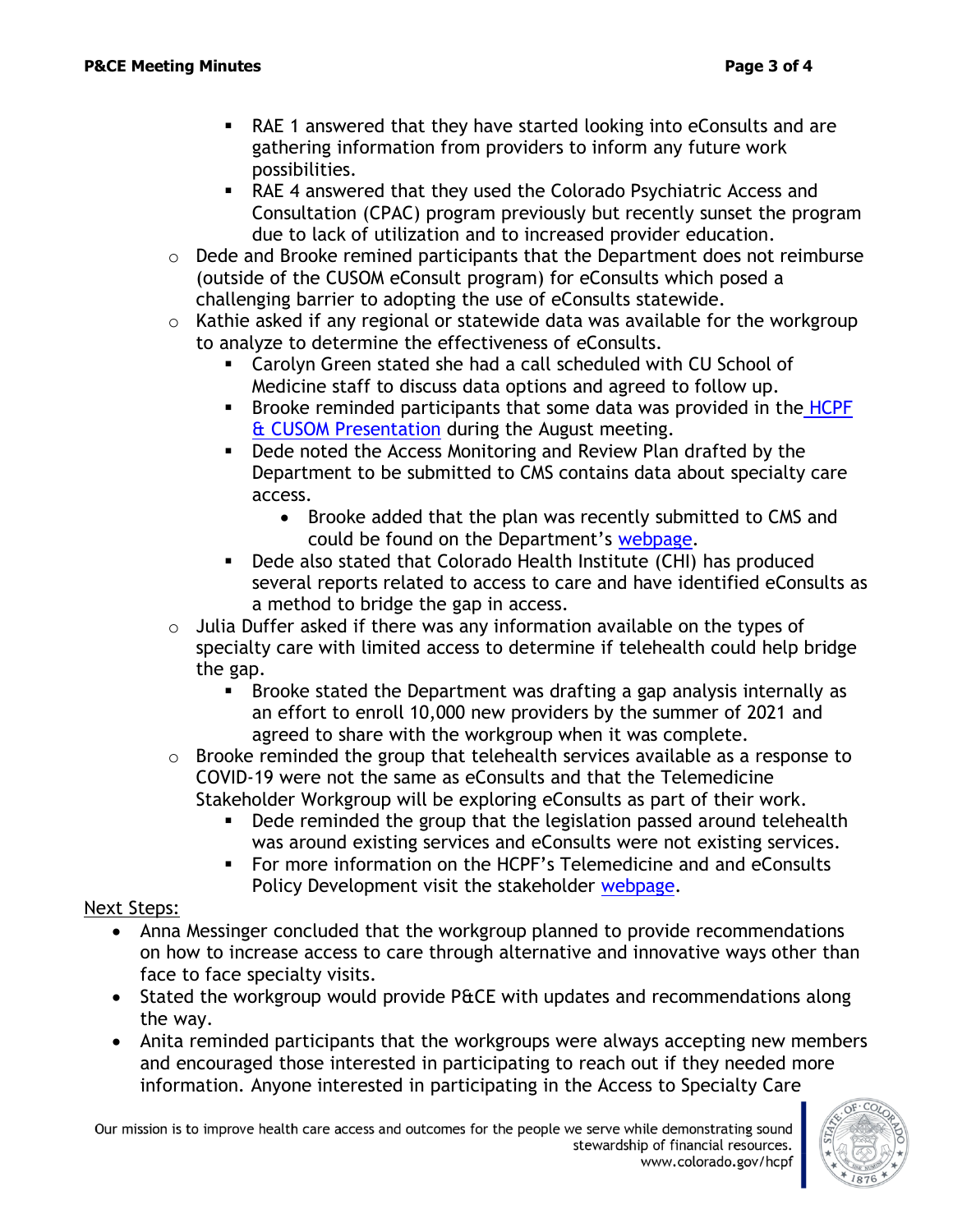- RAE 1 answered that they have started looking into eConsults and are gathering information from providers to inform any future work possibilities.
    - RAE 4 answered that they used the Colorado Psychiatric Access and Consultation (CPAC) program previously but recently sunset the program due to lack of utilization and to increased provider education.
  - Dede and Brooke remined participants that the Department does not reimburse (outside of the CUSOM eConsult program) for eConsults which posed a challenging barrier to adopting the use of eConsults statewide.
  - Kathie asked if any regional or statewide data was available for the workgroup to analyze to determine the effectiveness of eConsults.
    - Carolyn Green stated she had a call scheduled with CU School of Medicine staff to discuss data options and agreed to follow up.
    - Brooke reminded participants that some data was provided in the HCPF & CUSOM Presentation during the August meeting.
    - Dede noted the Access Monitoring and Review Plan drafted by the Department to be submitted to CMS contains data about specialty care access.
      - Brooke added that the plan was recently submitted to CMS and could be found on the Department's webpage.
    - Dede also stated that Colorado Health Institute (CHI) has produced several reports related to access to care and have identified eConsults as a method to bridge the gap in access.
  - Julia Duffer asked if there was any information available on the types of specialty care with limited access to determine if telehealth could help bridge the gap.
    - Brooke stated the Department was drafting a gap analysis internally as an effort to enroll 10,000 new providers by the summer of 2021 and agreed to share with the workgroup when it was complete.
  - Brooke reminded the group that telehealth services available as a response to COVID-19 were not the same as eConsults and that the Telemedicine Stakeholder Workgroup will be exploring eConsults as part of their work.
    - Dede reminded the group that the legislation passed around telehealth was around existing services and eConsults were not existing services.
    - For more information on the HCPF's Telemedicine and and eConsults Policy Development visit the stakeholder webpage.

Next Steps:

- Anna Messinger concluded that the workgroup planned to provide recommendations on how to increase access to care through alternative and innovative ways other than face to face specialty visits.
- Stated the workgroup would provide P&CE with updates and recommendations along the way.
- Anita reminded participants that the workgroups were always accepting new members and encouraged those interested in participating to reach out if they needed more information. Anyone interested in participating in the Access to Specialty Care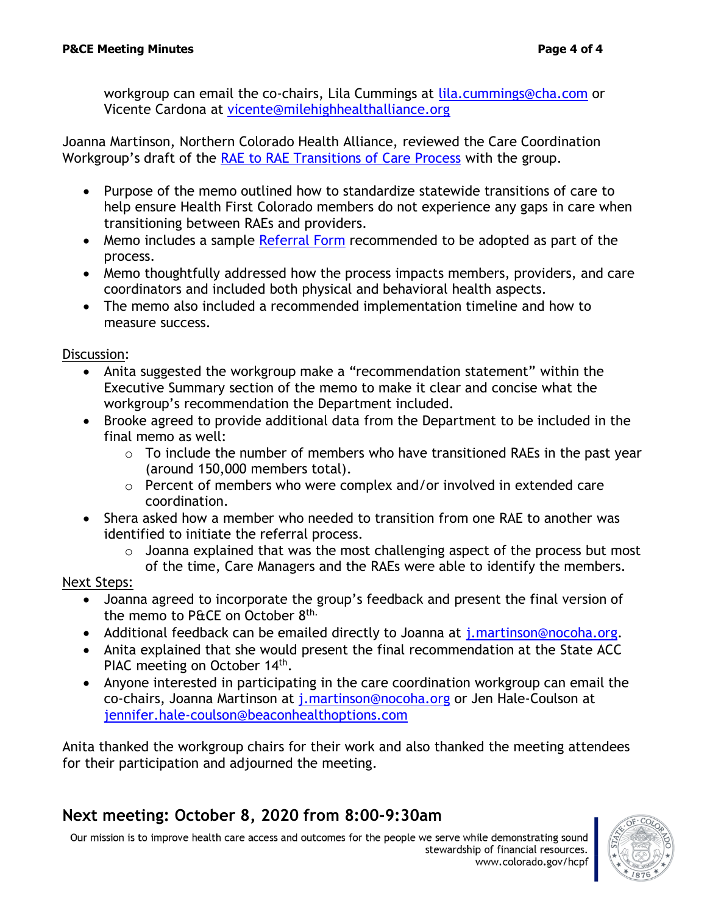workgroup can email the co-chairs, Lila Cummings at lila.cummings@cha.com or Vicente Cardona at vicente@milehighhealthalliance.org

Joanna Martinson, Northern Colorado Health Alliance, reviewed the Care Coordination Workgroup's draft of the RAE to RAE Transitions of Care Process with the group.

- Purpose of the memo outlined how to standardize statewide transitions of care to help ensure Health First Colorado members do not experience any gaps in care when transitioning between RAEs and providers.
- Memo includes a sample Referral Form recommended to be adopted as part of the process.
- Memo thoughtfully addressed how the process impacts members, providers, and care coordinators and included both physical and behavioral health aspects.
- The memo also included a recommended implementation timeline and how to measure success.

Discussion:

- Anita suggested the workgroup make a "recommendation statement" within the Executive Summary section of the memo to make it clear and concise what the workgroup's recommendation the Department included.
- Brooke agreed to provide additional data from the Department to be included in the final memo as well:
  - To include the number of members who have transitioned RAEs in the past year (around 150,000 members total).
  - Percent of members who were complex and/or involved in extended care coordination.
- Shera asked how a member who needed to transition from one RAE to another was identified to initiate the referral process.
  - Joanna explained that was the most challenging aspect of the process but most of the time, Care Managers and the RAEs were able to identify the members.

Next Steps:

- Joanna agreed to incorporate the group's feedback and present the final version of the memo to P&CE on October 8th.
- Additional feedback can be emailed directly to Joanna at j.martinson@nocoha.org.
- Anita explained that she would present the final recommendation at the State ACC PIAC meeting on October 14th.
- Anyone interested in participating in the care coordination workgroup can email the co-chairs, Joanna Martinson at j.martinson@nocoha.org or Jen Hale-Coulson at jennifer.hale-coulson@beaconhealthoptions.com

Anita thanked the workgroup chairs for their work and also thanked the meeting attendees for their participation and adjourned the meeting.

## Next meeting: October 8, 2020 from 8:00-9:30am

Our mission is to improve health care access and outcomes for the people we serve while demonstrating sound stewardship of financial resources.
www.colorado.gov/hcpf